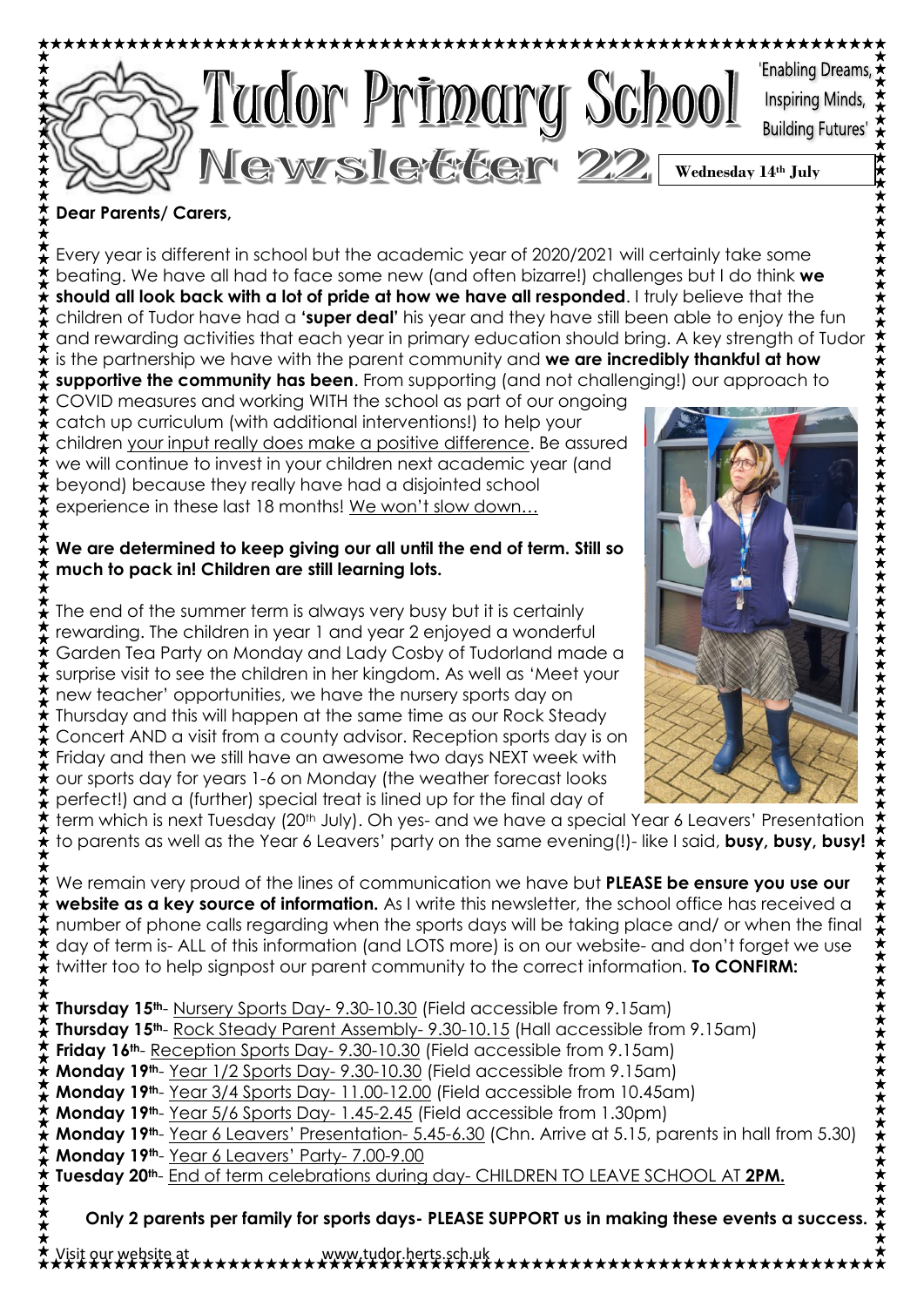# Tudor Primary School

'Enabling Dreams, Inspiring Minds, Building Futures'

## Newsletter 22

**Wednesday 14th July**

**Dear Parents/ Carers,**

Every year is different in school but the academic year of 2020/2021 will certainly take some beating. We have all had to face some new (and often bizarre!) challenges but I do think **we should all look back with a lot of pride at how we have all responded**. I truly believe that the children of Tudor have had a **'super deal'** his year and they have still been able to enjoy the fun and rewarding activities that each year in primary education should bring. A key strength of Tudor is the partnership we have with the parent community and **we are incredibly thankful at how supportive the community has been**. From supporting (and not challenging!) our approach to COVID measures and working WITH the school as part of our ongoing catch up curriculum (with additional interventions!) to help your children your input really does make a positive difference. Be assured we will continue to invest in your children next academic year (and beyond) because they really have had a disjointed school experience in these last 18 months! We won't slow down…

**We are determined to keep giving our all until the end of term. Still so much to pack in! Children are still learning lots.**

The end of the summer term is always very busy but it is certainly rewarding. The children in year 1 and year 2 enjoyed a wonderful Garden Tea Party on Monday and Lady Cosby of Tudorland made a surprise visit to see the children in her kingdom. As well as 'Meet your new teacher' opportunities, we have the nursery sports day on Thursday and this will happen at the same time as our Rock Steady Concert AND a visit from a county advisor. Reception sports day is on Friday and then we still have an awesome two days NEXT week with our sports day for years 1-6 on Monday (the weather forecast looks perfect!) and a (further) special treat is lined up for the final day of term which is next Tuesday (20th July). Oh yes- and we have a special Year 6 Leavers' Presentation to parents as well as the Year 6 Leavers' party on the same evening(!)- like I said, **busy, busy, busy!**

We remain very proud of the lines of communication we have but **PLEASE be ensure you use our website as a key source of information.** As I write this newsletter, the school office has received a number of phone calls regarding when the sports days will be taking place and/ or when the final day of term is- ALL of this information (and LOTS more) is on our website- and don't forget we use twitter too to help signpost our parent community to the correct information. **To CONFIRM:**

**Thursday 15th**- Nursery Sports Day- 9.30-10.30 (Field accessible from 9.15am)
**Thursday 15th**- Rock Steady Parent Assembly- 9.30-10.15 (Hall accessible from 9.15am)
**Friday 16th**- Reception Sports Day- 9.30-10.30 (Field accessible from 9.15am)
**Monday 19th**- Year 1/2 Sports Day- 9.30-10.30 (Field accessible from 9.15am)
**Monday 19th**- Year 3/4 Sports Day- 11.00-12.00 (Field accessible from 10.45am)
**Monday 19th**- Year 5/6 Sports Day- 1.45-2.45 (Field accessible from 1.30pm)
**Monday 19th**- Year 6 Leavers' Presentation- 5.45-6.30 (Chn. Arrive at 5.15, parents in hall from 5.30)
**Monday 19th**- Year 6 Leavers' Party- 7.00-9.00
**Tuesday 20th**- End of term celebrations during day- CHILDREN TO LEAVE SCHOOL AT **2PM.**

**Only 2 parents per family for sports days- PLEASE SUPPORT us in making these events a success.**

Visit our website at www.tudor.herts.sch.uk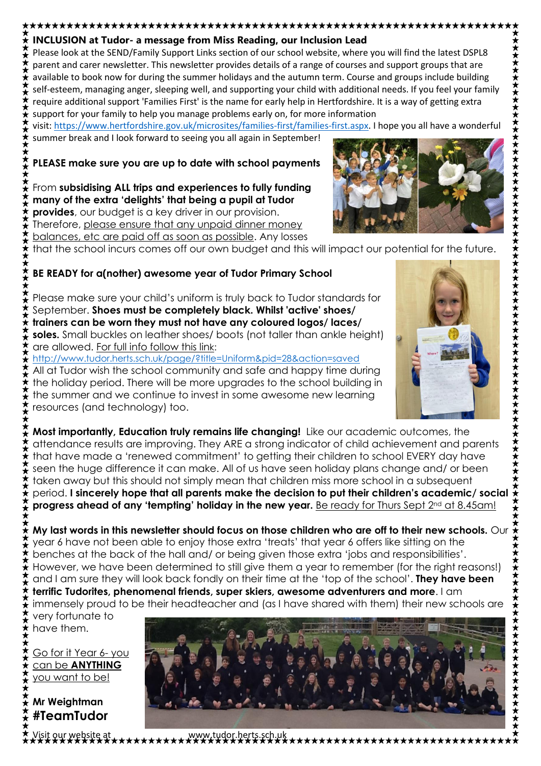## INCLUSION at Tudor- a message from Miss Reading, our Inclusion Lead

Please look at the SEND/Family Support Links section of our school website, where you will find the latest DSPL8 parent and carer newsletter. This newsletter provides details of a range of courses and support groups that are available to book now for during the summer holidays and the autumn term. Course and groups include building self-esteem, managing anger, sleeping well, and supporting your child with additional needs. If you feel your family require additional support 'Families First' is the name for early help in Hertfordshire. It is a way of getting extra support for your family to help you manage problems early on, for more information visit: https://www.hertfordshire.gov.uk/microsites/families-first/families-first.aspx. I hope you all have a wonderful summer break and I look forward to seeing you all again in September!

## PLEASE make sure you are up to date with school payments

From **subsidising ALL trips and experiences to fully funding many of the extra 'delights' that being a pupil at Tudor provides**, our budget is a key driver in our provision. Therefore, please ensure that any unpaid dinner money balances, etc are paid off as soon as possible. Any losses that the school incurs comes off our own budget and this will impact our potential for the future.

## BE READY for a(nother) awesome year of Tudor Primary School

Please make sure your child's uniform is truly back to Tudor standards for September. **Shoes must be completely black. Whilst 'active' shoes/ trainers can be worn they must not have any coloured logos/ laces/ soles.** Small buckles on leather shoes/ boots (not taller than ankle height) are allowed. For full info follow this link: http://www.tudor.herts.sch.uk/page/?title=Uniform&pid=28&action=saved

All at Tudor wish the school community and safe and happy time during the holiday period. There will be more upgrades to the school building in the summer and we continue to invest in some awesome new learning resources (and technology) too.

**Most importantly, Education truly remains life changing!** Like our academic outcomes, the attendance results are improving. They ARE a strong indicator of child achievement and parents that have made a 'renewed commitment' to getting their children to school EVERY day have seen the huge difference it can make. All of us have seen holiday plans change and/ or been taken away but this should not simply mean that children miss more school in a subsequent period. **I sincerely hope that all parents make the decision to put their children's academic/ social progress ahead of any 'tempting' holiday in the new year.** Be ready for Thurs Sept 2nd at 8.45am!

**My last words in this newsletter should focus on those children who are off to their new schools.** Our year 6 have not been able to enjoy those extra 'treats' that year 6 offers like sitting on the benches at the back of the hall and/ or being given those extra 'jobs and responsibilities'. However, we have been determined to still give them a year to remember (for the right reasons!) and I am sure they will look back fondly on their time at the 'top of the school'. **They have been terrific Tudorites, phenomenal friends, super skiers, awesome adventurers and more**. I am immensely proud to be their headteacher and (as I have shared with them) their new schools are very fortunate to have them.

Go for it Year 6- you can be **ANYTHING** you want to be!

**Mr Weightman**
**#TeamTudor**

Visit our website at www.tudor.herts.sch.uk